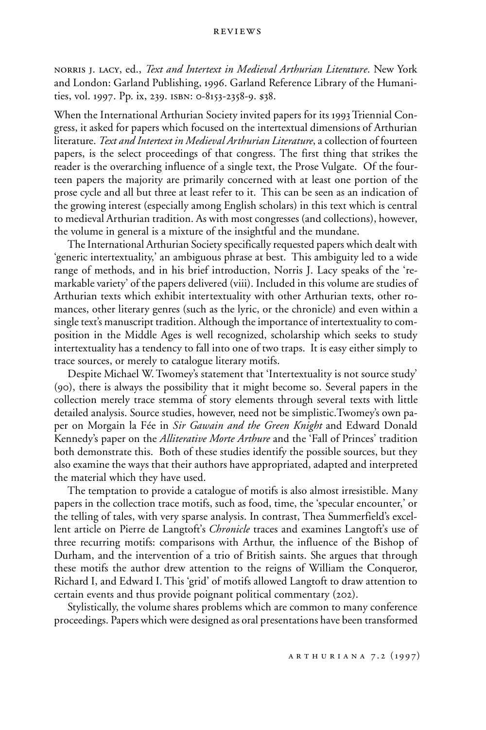NORRIS J. LACY, ed., *Text and Intertext in Medieval Arthurian Literature*. New York and London: Garland Publishing, 1996. Garland Reference Library of the Humanities, vol. 1997. Pp. ix, 239. ISBN: 0-8153-2358-9. $38.

When the International Arthurian Society invited papers for its 1993 Triennial Congress, it asked for papers which focused on the intertextual dimensions of Arthurian literature. *Text and Intertext in Medieval Arthurian Literature*, a collection of fourteen papers, is the select proceedings of that congress. The first thing that strikes the reader is the overarching influence of a single text, the Prose Vulgate. Of the fourteen papers the majority are primarily concerned with at least one portion of the prose cycle and all but three at least refer to it. This can be seen as an indication of the growing interest (especially among English scholars) in this text which is central to medieval Arthurian tradition. As with most congresses (and collections), however, the volume in general is a mixture of the insightful and the mundane.

The International Arthurian Society specifically requested papers which dealt with 'generic intertextuality,' an ambiguous phrase at best. This ambiguity led to a wide range of methods, and in his brief introduction, Norris J. Lacy speaks of the 'remarkable variety' of the papers delivered (viii). Included in this volume are studies of Arthurian texts which exhibit intertextuality with other Arthurian texts, other romances, other literary genres (such as the lyric, or the chronicle) and even within a single text's manuscript tradition. Although the importance of intertextuality to composition in the Middle Ages is well recognized, scholarship which seeks to study intertextuality has a tendency to fall into one of two traps. It is easy either simply to trace sources, or merely to catalogue literary motifs.

Despite Michael W. Twomey's statement that 'Intertextuality is not source study' (90), there is always the possibility that it might become so. Several papers in the collection merely trace stemma of story elements through several texts with little detailed analysis. Source studies, however, need not be simplistic. Twomey's own paper on Morgain la Fée in *Sir Gawain and the Green Knight* and Edward Donald Kennedy's paper on the *Alliterative Morte Arthure* and the 'Fall of Princes' tradition both demonstrate this. Both of these studies identify the possible sources, but they also examine the ways that their authors have appropriated, adapted and interpreted the material which they have used.

The temptation to provide a catalogue of motifs is also almost irresistible. Many papers in the collection trace motifs, such as food, time, the 'specular encounter,' or the telling of tales, with very sparse analysis. In contrast, Thea Summerfield's excellent article on Pierre de Langtoft's *Chronicle* traces and examines Langtoft's use of three recurring motifs: comparisons with Arthur, the influence of the Bishop of Durham, and the intervention of a trio of British saints. She argues that through these motifs the author drew attention to the reigns of William the Conqueror, Richard I, and Edward I. This 'grid' of motifs allowed Langtoft to draw attention to certain events and thus provide poignant political commentary (202).

Stylistically, the volume shares problems which are common to many conference proceedings. Papers which were designed as oral presentations have been transformed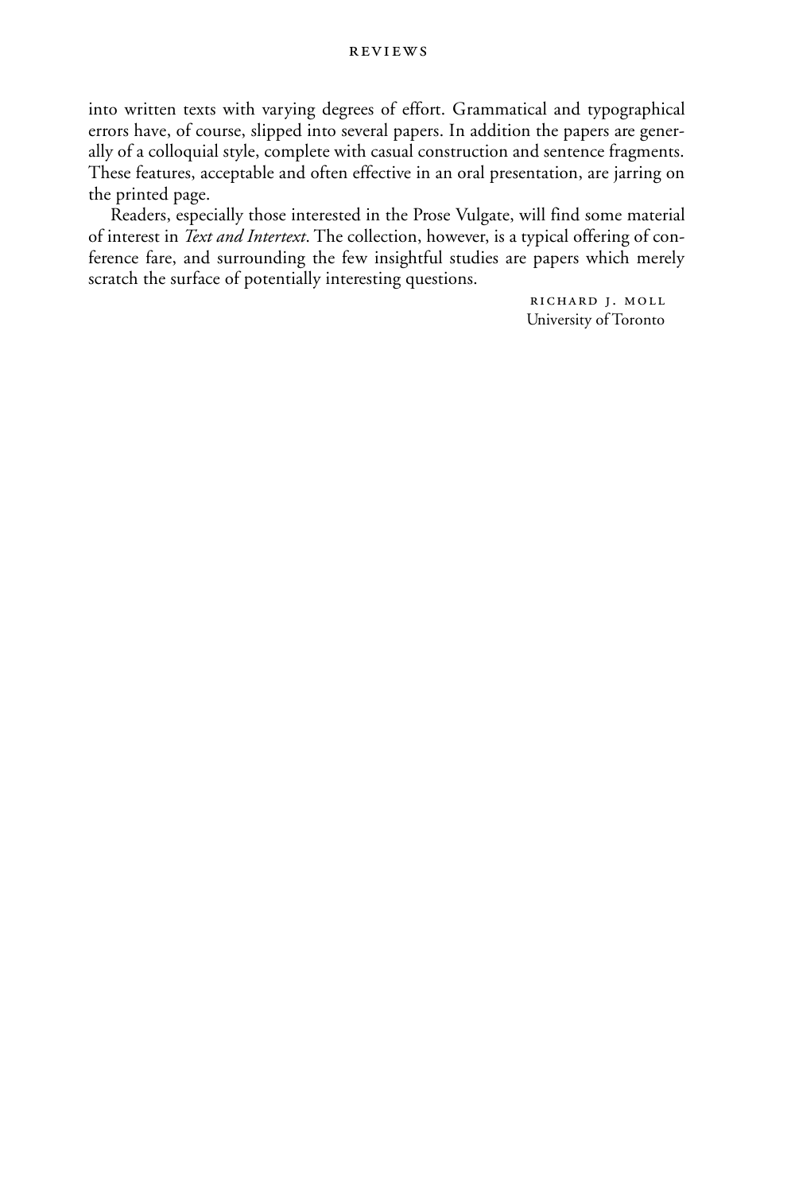into written texts with varying degrees of effort. Grammatical and typographical errors have, of course, slipped into several papers. In addition the papers are generally of a colloquial style, complete with casual construction and sentence fragments. These features, acceptable and often effective in an oral presentation, are jarring on the printed page.

Readers, especially those interested in the Prose Vulgate, will find some material of interest in *Text and Intertext*. The collection, however, is a typical offering of conference fare, and surrounding the few insightful studies are papers which merely scratch the surface of potentially interesting questions.

RICHARD J. MOLL
University of Toronto